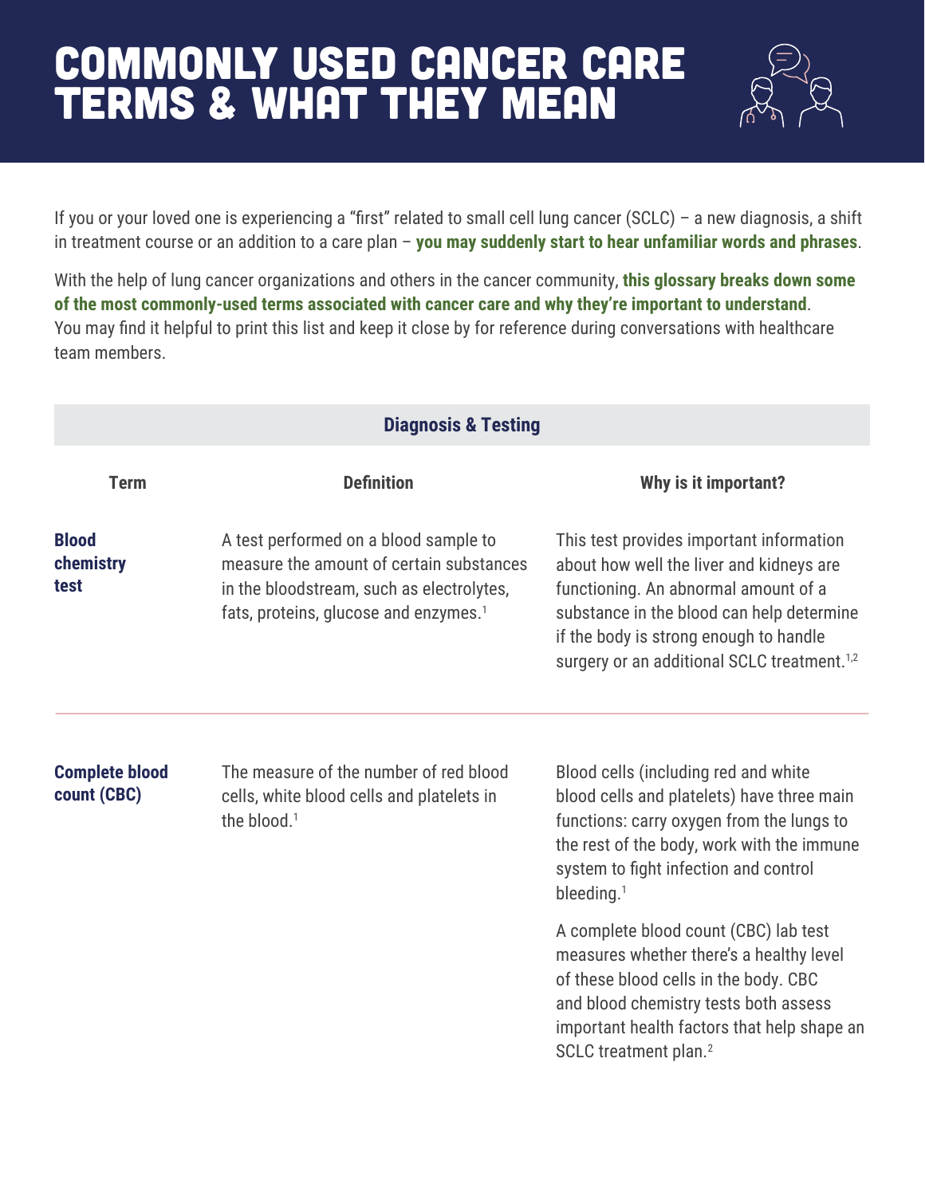# COMMONLY USED CANCER CARE TERMS & WHAT THEY MEAN

If you or your loved one is experiencing a "first" related to small cell lung cancer (SCLC) – a new diagnosis, a shift in treatment course or an addition to a care plan – **you may suddenly start to hear unfamiliar words and phrases**.

With the help of lung cancer organizations and others in the cancer community, **this glossary breaks down some of the most commonly-used terms associated with cancer care and why they're important to understand**. You may find it helpful to print this list and keep it close by for reference during conversations with healthcare team members.

## Diagnosis & Testing

| Term | Definition | Why is it important? |
|---|---|---|
| **Blood chemistry test** | A test performed on a blood sample to measure the amount of certain substances in the bloodstream, such as electrolytes, fats, proteins, glucose and enzymes.[1] | This test provides important information about how well the liver and kidneys are functioning. An abnormal amount of a substance in the blood can help determine if the body is strong enough to handle surgery or an additional SCLC treatment.[1,2] |
| **Complete blood count (CBC)** | The measure of the number of red blood cells, white blood cells and platelets in the blood.[1] | Blood cells (including red and white blood cells and platelets) have three main functions: carry oxygen from the lungs to the rest of the body, work with the immune system to fight infection and control bleeding.[1] A complete blood count (CBC) lab test measures whether there's a healthy level of these blood cells in the body. CBC and blood chemistry tests both assess important health factors that help shape an SCLC treatment plan.[2] |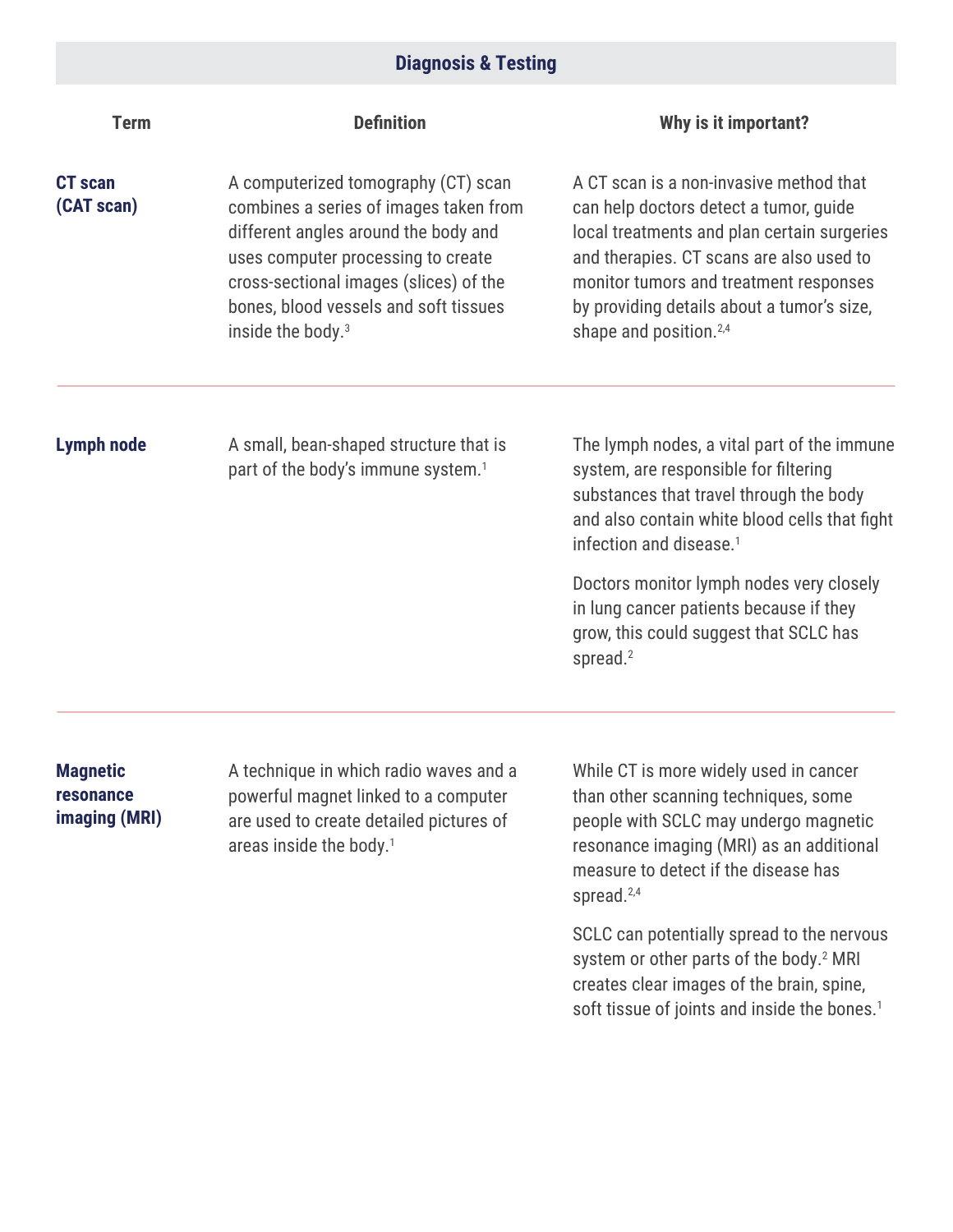## Diagnosis & Testing

| Term | Definition | Why is it important? |
|---|---|---|
| **CT scan (CAT scan)** | A computerized tomography (CT) scan combines a series of images taken from different angles around the body and uses computer processing to create cross-sectional images (slices) of the bones, blood vessels and soft tissues inside the body.[3] | A CT scan is a non-invasive method that can help doctors detect a tumor, guide local treatments and plan certain surgeries and therapies. CT scans are also used to monitor tumors and treatment responses by providing details about a tumor's size, shape and position.[2,4] |
| **Lymph node** | A small, bean-shaped structure that is part of the body's immune system.[1] | The lymph nodes, a vital part of the immune system, are responsible for filtering substances that travel through the body and also contain white blood cells that fight infection and disease.[1]<br><br>Doctors monitor lymph nodes very closely in lung cancer patients because if they grow, this could suggest that SCLC has spread.[2] |
| **Magnetic resonance imaging (MRI)** | A technique in which radio waves and a powerful magnet linked to a computer are used to create detailed pictures of areas inside the body.[1] | While CT is more widely used in cancer than other scanning techniques, some people with SCLC may undergo magnetic resonance imaging (MRI) as an additional measure to detect if the disease has spread.[2,4]<br><br>SCLC can potentially spread to the nervous system or other parts of the body.[2] MRI creates clear images of the brain, spine, soft tissue of joints and inside the bones.[1] |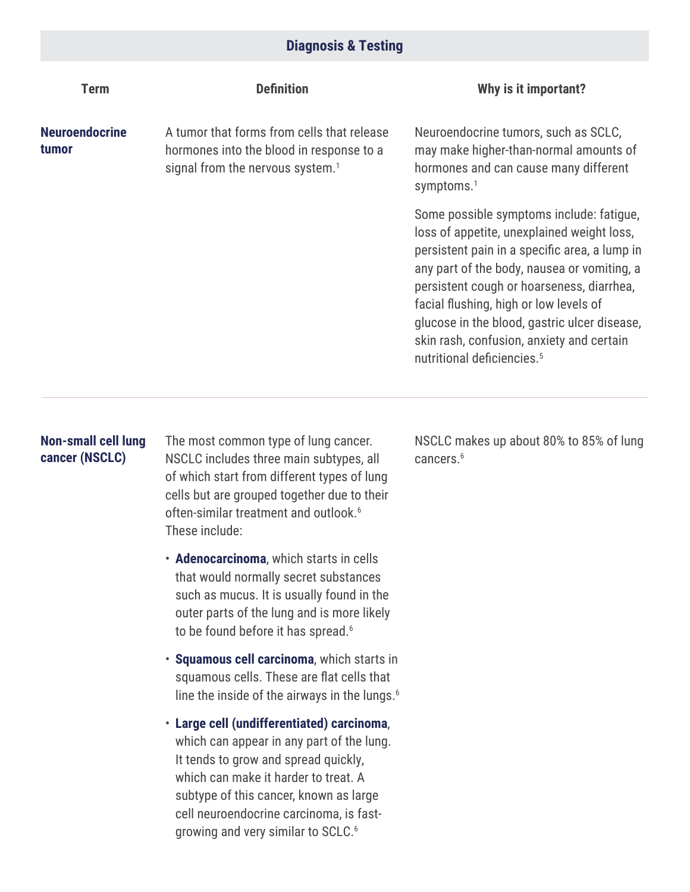## Diagnosis & Testing

| Term | Definition | Why is it important? |
|---|---|---|
| **Neuroendocrine tumor** | A tumor that forms from cells that release hormones into the blood in response to a signal from the nervous system.[1] | Neuroendocrine tumors, such as SCLC, may make higher-than-normal amounts of hormones and can cause many different symptoms.[1]<br><br>Some possible symptoms include: fatigue, loss of appetite, unexplained weight loss, persistent pain in a specific area, a lump in any part of the body, nausea or vomiting, a persistent cough or hoarseness, diarrhea, facial flushing, high or low levels of glucose in the blood, gastric ulcer disease, skin rash, confusion, anxiety and certain nutritional deficiencies.[5] |
| **Non-small cell lung cancer (NSCLC)** | The most common type of lung cancer. NSCLC includes three main subtypes, all of which start from different types of lung cells but are grouped together due to their often-similar treatment and outlook.[6] These include:<br><br>• **Adenocarcinoma**, which starts in cells that would normally secret substances such as mucus. It is usually found in the outer parts of the lung and is more likely to be found before it has spread.[6]<br><br>• **Squamous cell carcinoma**, which starts in squamous cells. These are flat cells that line the inside of the airways in the lungs.[6]<br><br>• **Large cell (undifferentiated) carcinoma**, which can appear in any part of the lung. It tends to grow and spread quickly, which can make it harder to treat. A subtype of this cancer, known as large cell neuroendocrine carcinoma, is fast-growing and very similar to SCLC.[6] | NSCLC makes up about 80% to 85% of lung cancers.[6] |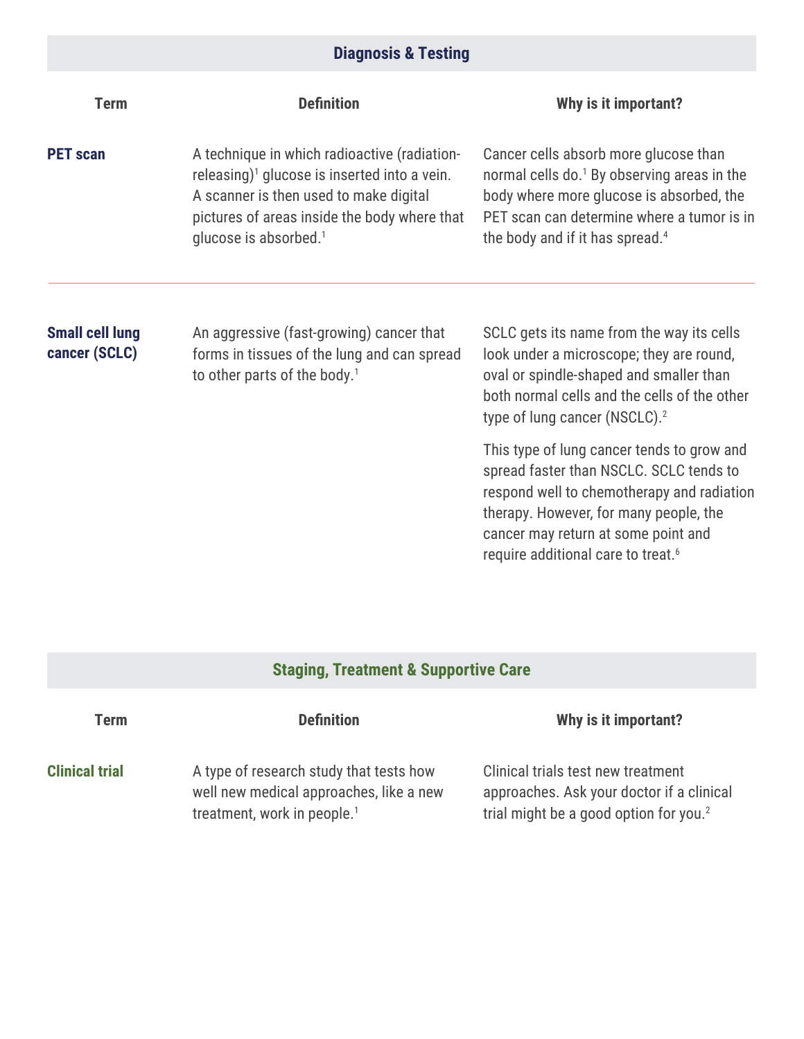## Diagnosis & Testing

| Term | Definition | Why is it important? |
| --- | --- | --- |
| **PET scan** | A technique in which radioactive (radiation-releasing)[1] glucose is inserted into a vein. A scanner is then used to make digital pictures of areas inside the body where that glucose is absorbed.[1] | Cancer cells absorb more glucose than normal cells do.[1] By observing areas in the body where more glucose is absorbed, the PET scan can determine where a tumor is in the body and if it has spread.[4] |
| **Small cell lung cancer (SCLC)** | An aggressive (fast-growing) cancer that forms in tissues of the lung and can spread to other parts of the body.[1] | SCLC gets its name from the way its cells look under a microscope; they are round, oval or spindle-shaped and smaller than both normal cells and the cells of the other type of lung cancer (NSCLC).[2]<br><br>This type of lung cancer tends to grow and spread faster than NSCLC. SCLC tends to respond well to chemotherapy and radiation therapy. However, for many people, the cancer may return at some point and require additional care to treat.[6] |

## Staging, Treatment & Supportive Care

| Term | Definition | Why is it important? |
| --- | --- | --- |
| **Clinical trial** | A type of research study that tests how well new medical approaches, like a new treatment, work in people.[1] | Clinical trials test new treatment approaches. Ask your doctor if a clinical trial might be a good option for you.[2] |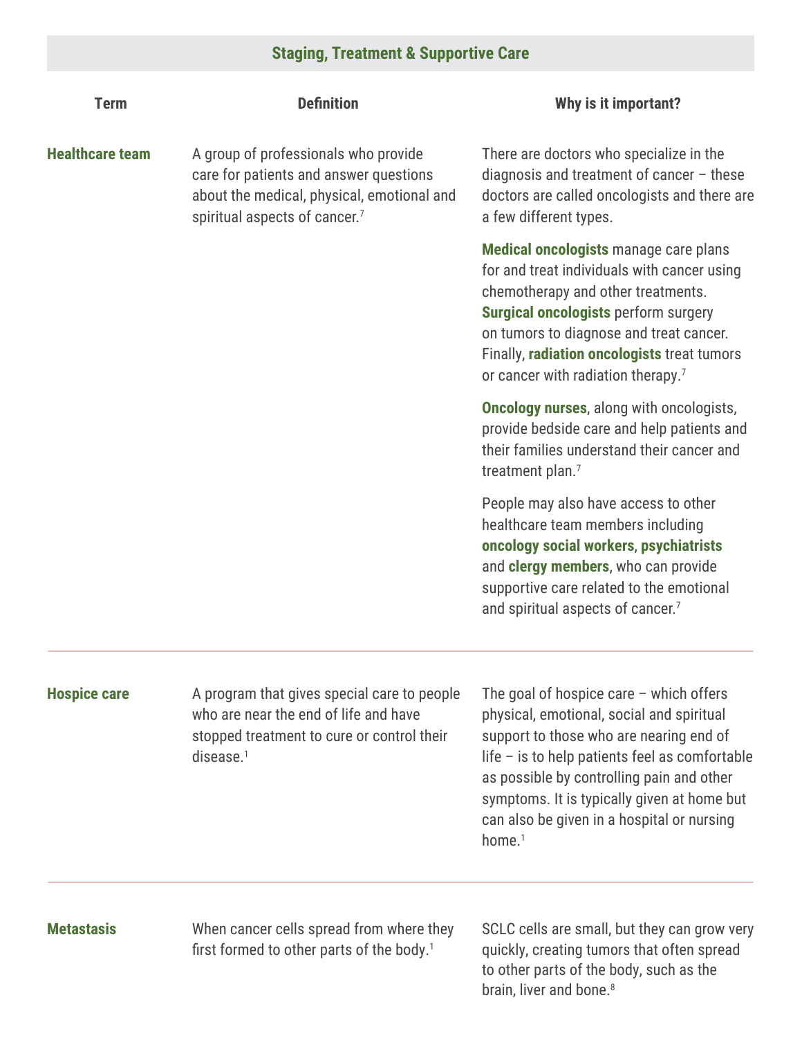## Staging, Treatment & Supportive Care

| Term | Definition | Why is it important? |
| --- | --- | --- |
| **Healthcare team** | A group of professionals who provide care for patients and answer questions about the medical, physical, emotional and spiritual aspects of cancer.[7] | There are doctors who specialize in the diagnosis and treatment of cancer – these doctors are called oncologists and there are a few different types.<br><br>**Medical oncologists** manage care plans for and treat individuals with cancer using chemotherapy and other treatments. **Surgical oncologists** perform surgery on tumors to diagnose and treat cancer. Finally, **radiation oncologists** treat tumors or cancer with radiation therapy.[7]<br><br>**Oncology nurses**, along with oncologists, provide bedside care and help patients and their families understand their cancer and treatment plan.[7]<br><br>People may also have access to other healthcare team members including **oncology social workers**, **psychiatrists** and **clergy members**, who can provide supportive care related to the emotional and spiritual aspects of cancer.[7] |
| **Hospice care** | A program that gives special care to people who are near the end of life and have stopped treatment to cure or control their disease.[1] | The goal of hospice care – which offers physical, emotional, social and spiritual support to those who are nearing end of life – is to help patients feel as comfortable as possible by controlling pain and other symptoms. It is typically given at home but can also be given in a hospital or nursing home.[1] |
| **Metastasis** | When cancer cells spread from where they first formed to other parts of the body.[1] | SCLC cells are small, but they can grow very quickly, creating tumors that often spread to other parts of the body, such as the brain, liver and bone.[8] |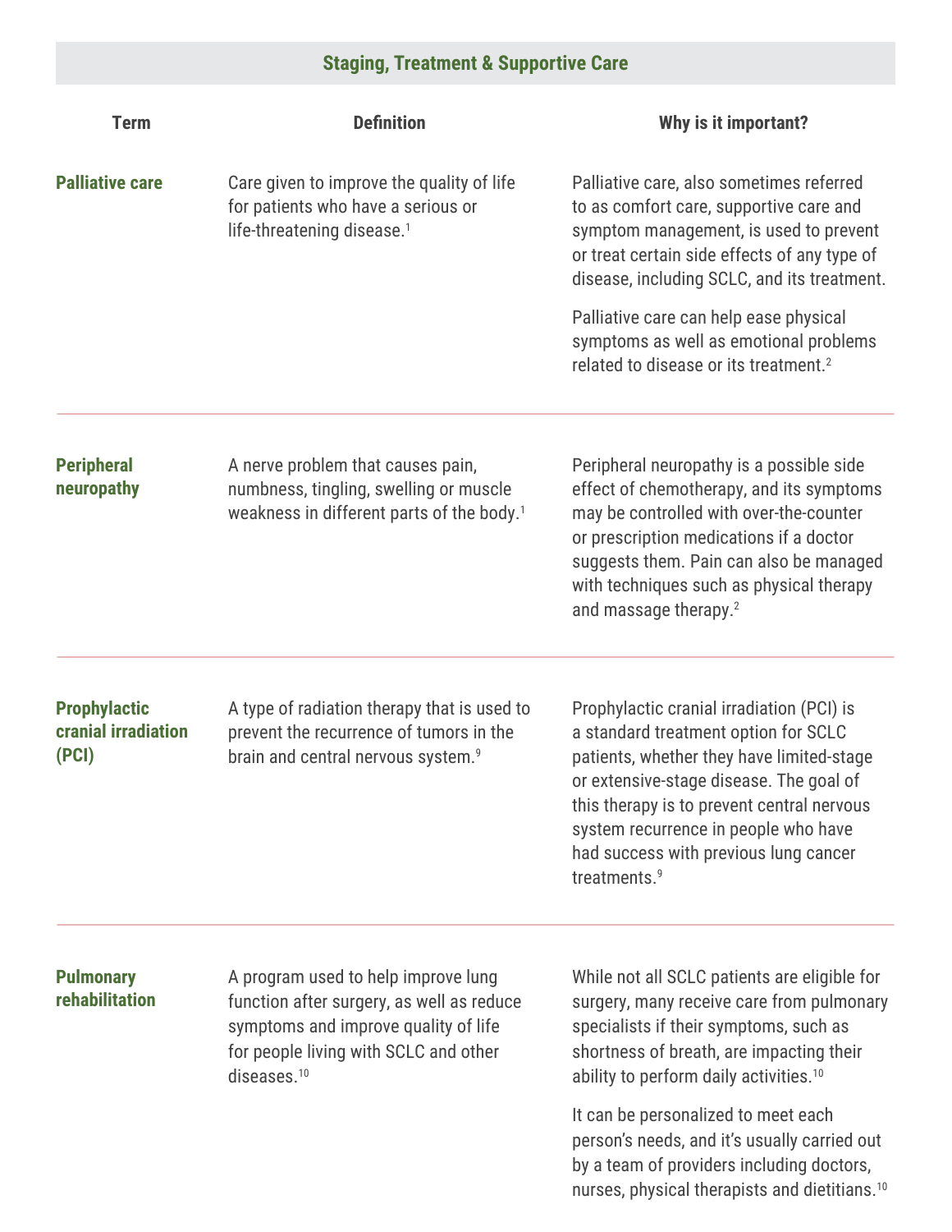| Staging, Treatment & Supportive Care | | |
| --- | --- | --- |
| **Term** | **Definition** | **Why is it important?** |
| **Palliative care** | Care given to improve the quality of life for patients who have a serious or life-threatening disease.[1] | Palliative care, also sometimes referred to as comfort care, supportive care and symptom management, is used to prevent or treat certain side effects of any type of disease, including SCLC, and its treatment.<br><br>Palliative care can help ease physical symptoms as well as emotional problems related to disease or its treatment.[2] |
| **Peripheral neuropathy** | A nerve problem that causes pain, numbness, tingling, swelling or muscle weakness in different parts of the body.[1] | Peripheral neuropathy is a possible side effect of chemotherapy, and its symptoms may be controlled with over-the-counter or prescription medications if a doctor suggests them. Pain can also be managed with techniques such as physical therapy and massage therapy.[2] |
| **Prophylactic cranial irradiation (PCI)** | A type of radiation therapy that is used to prevent the recurrence of tumors in the brain and central nervous system.[9] | Prophylactic cranial irradiation (PCI) is a standard treatment option for SCLC patients, whether they have limited-stage or extensive-stage disease. The goal of this therapy is to prevent central nervous system recurrence in people who have had success with previous lung cancer treatments.[9] |
| **Pulmonary rehabilitation** | A program used to help improve lung function after surgery, as well as reduce symptoms and improve quality of life for people living with SCLC and other diseases.[10] | While not all SCLC patients are eligible for surgery, many receive care from pulmonary specialists if their symptoms, such as shortness of breath, are impacting their ability to perform daily activities.[10]<br><br>It can be personalized to meet each person's needs, and it's usually carried out by a team of providers including doctors, nurses, physical therapists and dietitians.[10] |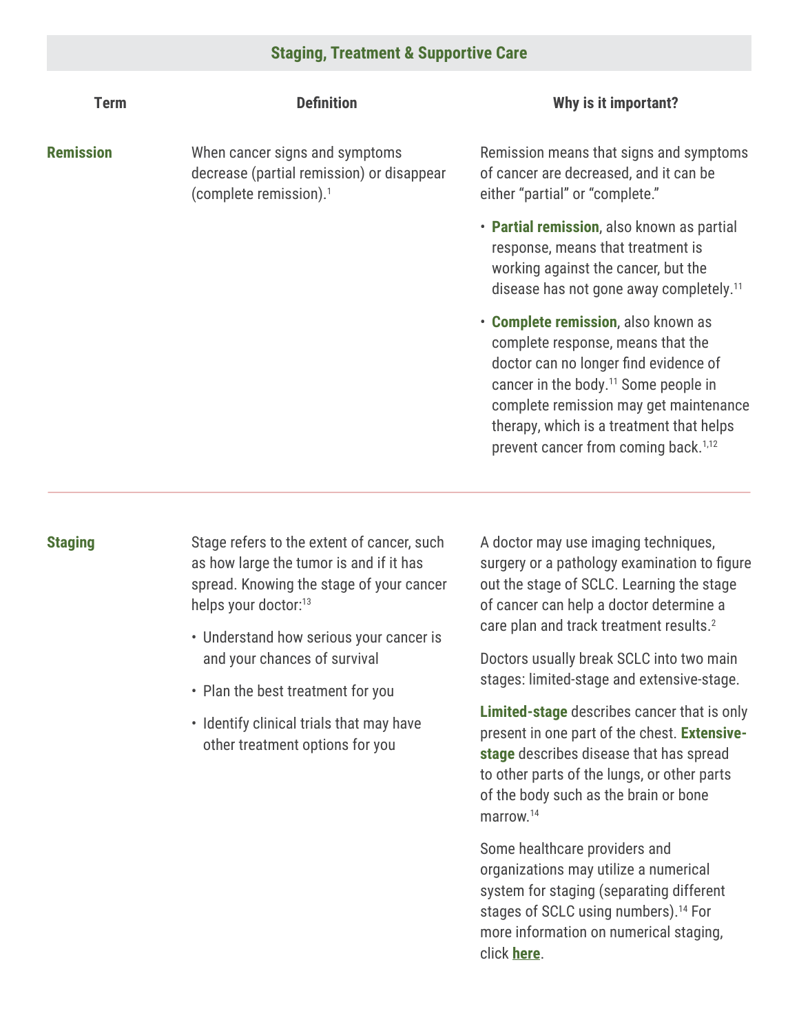| Staging, Treatment & Supportive Care | | |
|---|---|---|
| **Term** | **Definition** | **Why is it important?** |
| **Remission** | When cancer signs and symptoms decrease (partial remission) or disappear (complete remission).[1] | Remission means that signs and symptoms of cancer are decreased, and it can be either "partial" or "complete."<br><br>• **Partial remission**, also known as partial response, means that treatment is working against the cancer, but the disease has not gone away completely.[11]<br><br>• **Complete remission**, also known as complete response, means that the doctor can no longer find evidence of cancer in the body.[11] Some people in complete remission may get maintenance therapy, which is a treatment that helps prevent cancer from coming back.[1,12] |
| **Staging** | Stage refers to the extent of cancer, such as how large the tumor is and if it has spread. Knowing the stage of your cancer helps your doctor:[13]<br><br>• Understand how serious your cancer is and your chances of survival<br><br>• Plan the best treatment for you<br><br>• Identify clinical trials that may have other treatment options for you | A doctor may use imaging techniques, surgery or a pathology examination to figure out the stage of SCLC. Learning the stage of cancer can help a doctor determine a care plan and track treatment results.[2]<br><br>Doctors usually break SCLC into two main stages: limited-stage and extensive-stage.<br><br>**Limited-stage** describes cancer that is only present in one part of the chest. **Extensive-stage** describes disease that has spread to other parts of the lungs, or other parts of the body such as the brain or bone marrow.[14]<br><br>Some healthcare providers and organizations may utilize a numerical system for staging (separating different stages of SCLC using numbers).[14] For more information on numerical staging, click **here**. |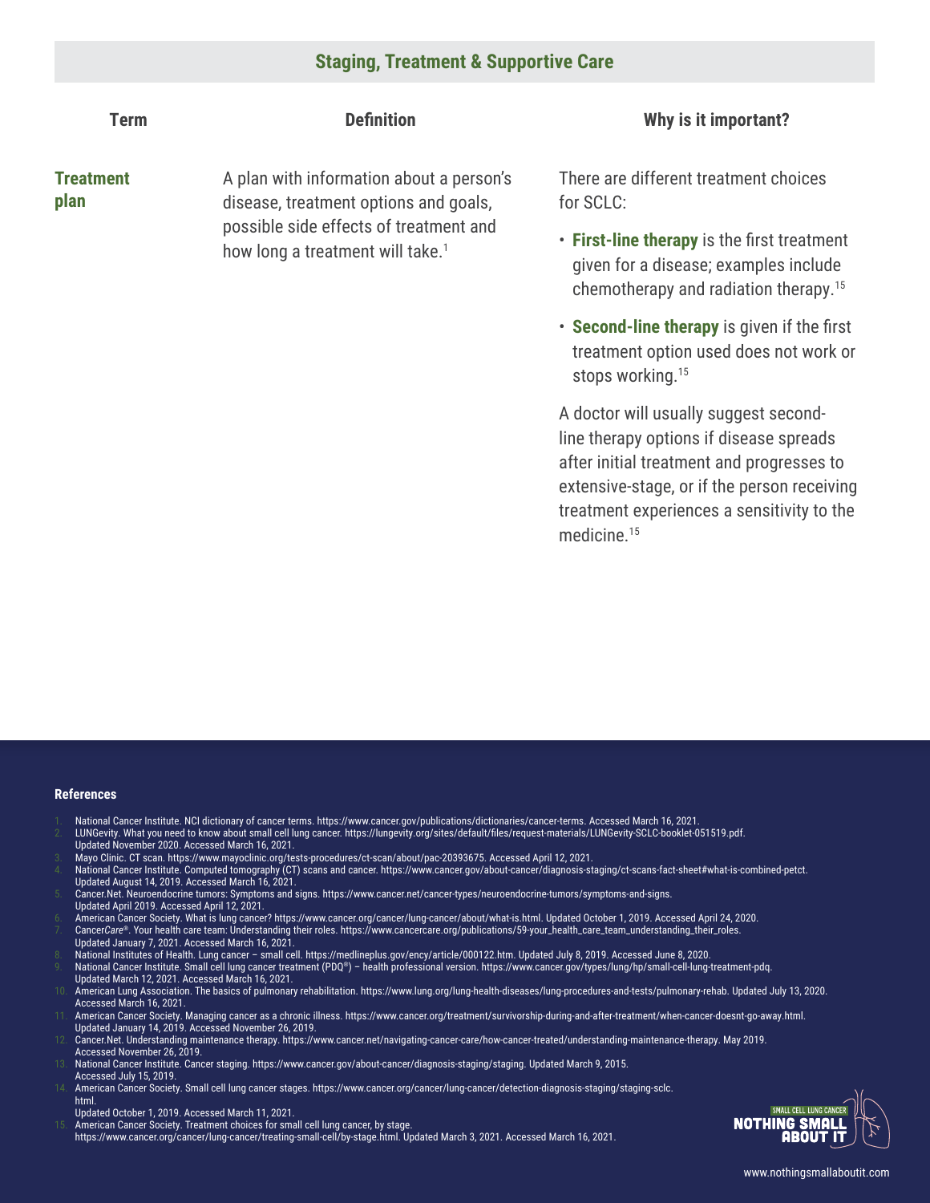## Staging, Treatment & Supportive Care

| Term | Definition | Why is it important? |
|---|---|---|
| **Treatment plan** | A plan with information about a person's disease, treatment options and goals, possible side effects of treatment and how long a treatment will take.[1] | There are different treatment choices for SCLC:<br>• **First-line therapy** is the first treatment given for a disease; examples include chemotherapy and radiation therapy.[15]<br>• **Second-line therapy** is given if the first treatment option used does not work or stops working.[15]<br>A doctor will usually suggest second-line therapy options if disease spreads after initial treatment and progresses to extensive-stage, or if the person receiving treatment experiences a sensitivity to the medicine.[15] |

**References**

1. National Cancer Institute. NCI dictionary of cancer terms. https://www.cancer.gov/publications/dictionaries/cancer-terms. Accessed March 16, 2021.
2. LUNGevity. What you need to know about small cell lung cancer. https://lungevity.org/sites/default/files/request-materials/LUNGevity-SCLC-booklet-051519.pdf. Updated November 2020. Accessed March 16, 2021.
3. Mayo Clinic. CT scan. https://www.mayoclinic.org/tests-procedures/ct-scan/about/pac-20393675. Accessed April 12, 2021.
4. National Cancer Institute. Computed tomography (CT) scans and cancer. https://www.cancer.gov/about-cancer/diagnosis-staging/ct-scans-fact-sheet#what-is-combined-petct. Updated August 14, 2019. Accessed March 16, 2021.
5. Cancer.Net. Neuroendocrine tumors: Symptoms and signs. https://www.cancer.net/cancer-types/neuroendocrine-tumors/symptoms-and-signs. Updated April 2019. Accessed April 12, 2021.
6. American Cancer Society. What is lung cancer? https://www.cancer.org/cancer/lung-cancer/about/what-is.html. Updated October 1, 2019. Accessed April 24, 2020.
7. Cancer*Care*®. Your health care team: Understanding their roles. https://www.cancercare.org/publications/59-your_health_care_team_understanding_their_roles. Updated January 7, 2021. Accessed March 16, 2021.
8. National Institutes of Health. Lung cancer – small cell. https://medlineplus.gov/ency/article/000122.htm. Updated July 8, 2019. Accessed June 8, 2020.
9. National Cancer Institute. Small cell lung cancer treatment (PDQ®) – health professional version. https://www.cancer.gov/types/lung/hp/small-cell-lung-treatment-pdq. Updated March 12, 2021. Accessed March 16, 2021.
10. American Lung Association. The basics of pulmonary rehabilitation. https://www.lung.org/lung-health-diseases/lung-procedures-and-tests/pulmonary-rehab. Updated July 13, 2020. Accessed March 16, 2021.
11. American Cancer Society. Managing cancer as a chronic illness. https://www.cancer.org/treatment/survivorship-during-and-after-treatment/when-cancer-doesnt-go-away.html. Updated January 14, 2019. Accessed November 26, 2019.
12. Cancer.Net. Understanding maintenance therapy. https://www.cancer.net/navigating-cancer-care/how-cancer-treated/understanding-maintenance-therapy. May 2019. Accessed November 26, 2019.
13. National Cancer Institute. Cancer staging. https://www.cancer.gov/about-cancer/diagnosis-staging/staging. Updated March 9, 2015. Accessed July 15, 2019.
14. American Cancer Society. Small cell lung cancer stages. https://www.cancer.org/cancer/lung-cancer/detection-diagnosis-staging/staging-sclc.html. Updated October 1, 2019. Accessed March 11, 2021.
15. American Cancer Society. Treatment choices for small cell lung cancer, by stage. https://www.cancer.org/cancer/lung-cancer/treating-small-cell/by-stage.html. Updated March 3, 2021. Accessed March 16, 2021.

SMALL CELL LUNG CANCER NOTHING SMALL ABOUT IT

www.nothingsmallaboutit.com